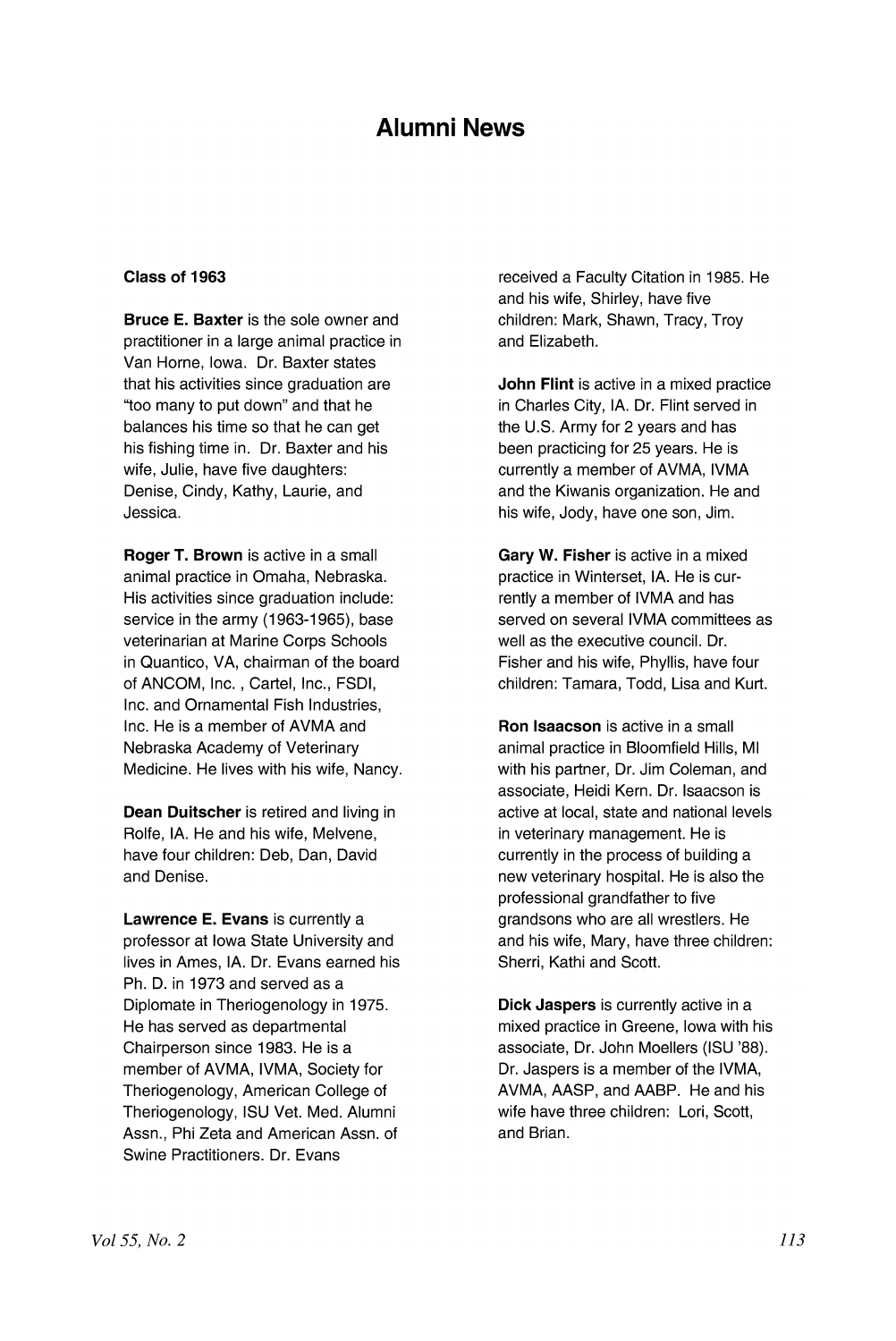# Alumni News

### Class of 1963

**Bruce E. Baxter** is the sole owner and practitioner in a large animal practice in Van Horne, Iowa. Dr. Baxter states that his activities since graduation are "too many to put down" and that he balances his time so that he can get his fishing time in. Dr. Baxter and his wife, Julie, have five daughters: Denise, Cindy, Kathy, Laurie, and Jessica.

**Roger T. Brown** is active in a small animal practice in Omaha, Nebraska. His activities since graduation include: service in the army (1963-1965), base veterinarian at Marine Corps Schools in Quantico, VA, chairman of the board of ANCOM, Inc. , Cartel, Inc., FSDI, Inc. and Ornamental Fish Industries, Inc. He is a member of AVMA and Nebraska Academy of Veterinary Medicine. He lives with his wife, Nancy.

**Dean Duitscher** is retired and living in Rolfe, IA. He and his wife, Melvene, have four children: Deb, Dan, David and Denise.

**Lawrence E. Evans** is currently a professor at Iowa State University and lives in Ames, IA. Dr. Evans earned his Ph. D. in 1973 and served as a Diplomate in Theriogenology in 1975. He has served as departmental Chairperson since 1983. He is a member of AVMA, IVMA, Society for Theriogenology, American College of Theriogenology, ISU Vet. Med. Alumni Assn., Phi Zeta and American Assn. of Swine Practitioners. Dr. Evans received a Faculty Citation in 1985. He and his wife, Shirley, have five children: Mark, Shawn, Tracy, Troy and Elizabeth.

**John Flint** is active in a mixed practice in Charles City, IA. Dr. Flint served in the U.S. Army for 2 years and has been practicing for 25 years. He is currently a member of AVMA, IVMA and the Kiwanis organization. He and his wife, Jody, have one son, Jim.

**Gary W. Fisher** is active in a mixed practice in Winterset, IA. He is currently a member of IVMA and has served on several IVMA committees as well as the executive council. Dr. Fisher and his wife, Phyllis, have four children: Tamara, Todd, Lisa and Kurt.

**Ron Isaacson** is active in a small animal practice in Bloomfield Hills, MI with his partner, Dr. Jim Coleman, and associate, Heidi Kern. Dr. Isaacson is active at local, state and national levels in veterinary management. He is currently in the process of building a new veterinary hospital. He is also the professional grandfather to five grandsons who are all wrestlers. He and his wife, Mary, have three children: Sherri, Kathi and Scott.

**Dick Jaspers** is currently active in a mixed practice in Greene, Iowa with his associate, Dr. John Moellers (ISU '88). Dr. Jaspers is a member of the IVMA, AVMA, AASP, and AABP. He and his wife have three children: Lori, Scott, and Brian.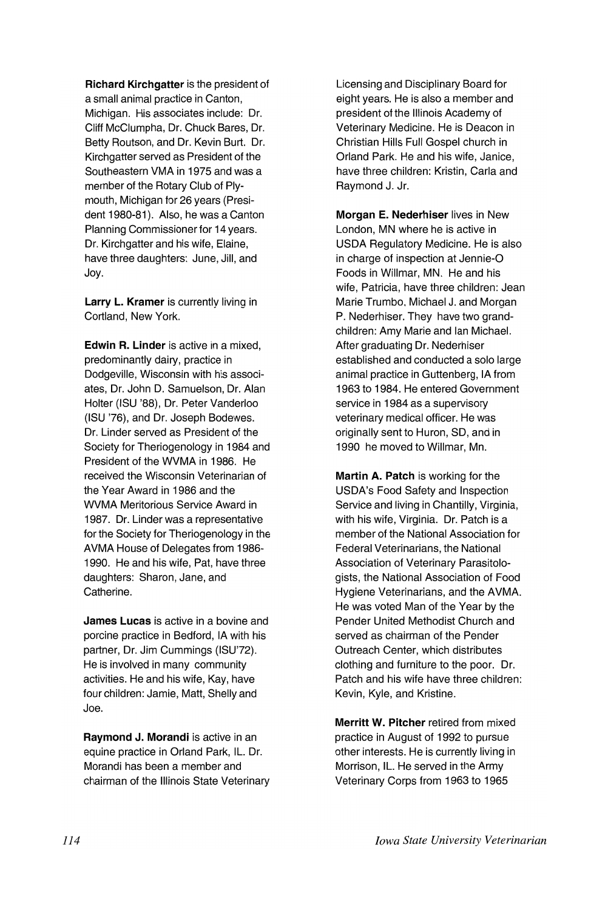**Richard Kirchgatter** is the president of a small animal practice in Canton, Michigan. His associates include: Dr. Cliff McClumpha, Dr. Chuck Bares, Dr. Betty Routson, and Dr. Kevin Burt. Dr. Kirchgatter served as President of the Southeastern VMA in 1975 and was a member of the Rotary Club of Plymouth, Michigan for 26 years (President 1980-81). Also, he was a Canton Planning Commissioner for 14 years. Dr. Kirchgatter and his wife, Elaine, have three daughters: June, Jill, and Joy.

**Larry L. Kramer** is currently living in Cortland, New York.

**Edwin R. Linder** is active in a mixed, predominantly dairy, practice in Dodgeville, Wisconsin with his associates, Dr. John D. Samuelson, Dr. Alan Holter (ISU '88), Dr. Peter Vanderloo (ISU '76), and Dr. Joseph Bodewes. Dr. Linder served as President of the Society for Theriogenology in 1984 and President of the WVMA in 1986. He received the Wisconsin Veterinarian of the Year Award in 1986 and the WVMA Meritorious Service Award in 1987. Dr. Linder was a representative for the Society for Theriogenology in the AVMA House of Delegates from 1986-1990. He and his wife, Pat, have three daughters: Sharon, Jane, and Catherine.

**James Lucas** is active in a bovine and porcine practice in Bedford, IA with his partner, Dr. Jim Cummings (ISU'72). He is involved in many community activities. He and his wife, Kay, have four children: Jamie, Matt, Shelly and Joe.

**Raymond J. Morandi** is active in an equine practice in Orland Park, IL. Dr. Morandi has been a member and chairman of the Illinois State Veterinary Licensing and Disciplinary Board for eight years. He is also a member and president of the Illinois Academy of Veterinary Medicine. He is Deacon in Christian Hills Full Gospel church in Orland Park. He and his wife, Janice, have three children: Kristin, Carla and Raymond J. Jr.

**Morgan E. Nederhiser** lives in New London, MN where he is active in USDA Regulatory Medicine. He is also in charge of inspection at Jennie-O Foods in Willmar, MN. He and his wife, Patricia, have three children: Jean Marie Trumbo, Michael J. and Morgan P. Nederhiser. They have two grandchildren: Amy Marie and Ian Michael. After graduating Dr. Nederhiser established and conducted a solo large animal practice in Guttenberg, IA from 1963 to 1984. He entered Government service in 1984 as a supervisory veterinary medical officer. He was originally sent to Huron, SD, and in 1990 he moved to Willmar, Mn.

**Martin A. Patch** is working for the USDA's Food Safety and Inspection Service and living in Chantilly, Virginia, with his wife, Virginia. Dr. Patch is a member of the National Association for Federal Veterinarians, the National Association of Veterinary Parasitologists, the National Association of Food Hygiene Veterinarians, and the AVMA. He was voted Man of the Year by the Pender United Methodist Church and served as chairman of the Pender Outreach Center, which distributes clothing and furniture to the poor. Dr. Patch and his wife have three children: Kevin, Kyle, and Kristine.

**Merritt W. Pitcher** retired from mixed practice in August of 1992 to pursue other interests. He is currently living in Morrison, IL. He served in the Army Veterinary Corps from 1963 to 1965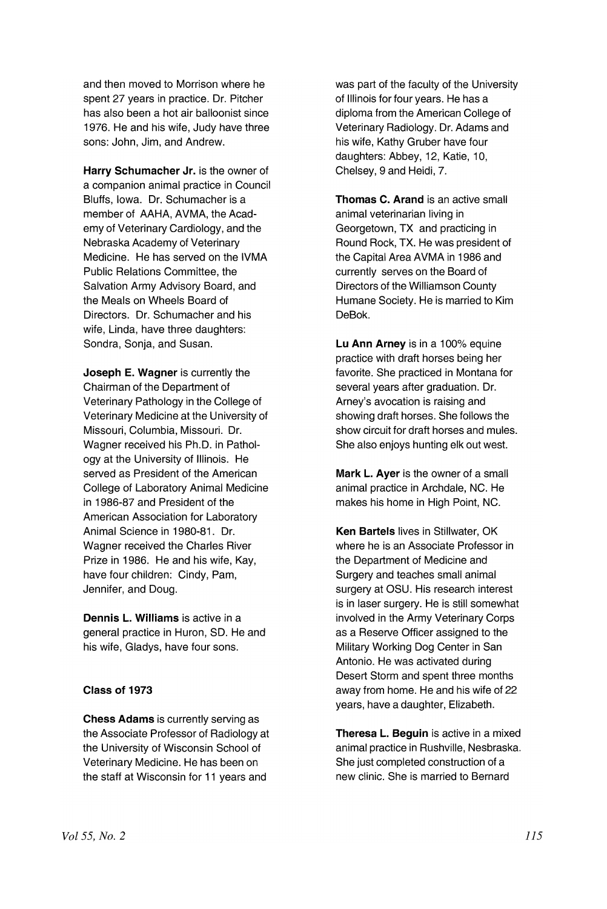and then moved to Morrison where he spent 27 years in practice. Dr. Pitcher has also been a hot air balloonist since 1976. He and his wife, Judy have three sons: John, Jim, and Andrew.

**Harry Schumacher Jr.** is the owner of a companion animal practice in Council Bluffs, Iowa. Dr. Schumacher is a member of AAHA, AVMA, the Academy of Veterinary Cardiology, and the Nebraska Academy of Veterinary Medicine. He has served on the IVMA Public Relations Committee, the Salvation Army Advisory Board, and the Meals on Wheels Board of Directors. Dr. Schumacher and his wife, Linda, have three daughters: Sondra, Sonja, and Susan.

**Joseph E. Wagner** is currently the Chairman of the Department of Veterinary Pathology in the College of Veterinary Medicine at the University of Missouri, Columbia, Missouri. Dr. Wagner received his Ph.D. in Pathology at the University of Illinois. He served as President of the American College of Laboratory Animal Medicine in 1986-87 and President of the American Association for Laboratory Animal Science in 1980-81. Dr. Wagner received the Charles River Prize in 1986. He and his wife, Kay, have four children: Cindy, Pam, Jennifer, and Doug.

**Dennis L. Williams** is active in a general practice in Huron, SD. He and his wife, Gladys, have four sons.

**Class of 1973**

**Chess Adams** is currently serving as the Associate Professor of Radiology at the University of Wisconsin School of Veterinary Medicine. He has been on the staff at Wisconsin for 11 years and was part of the faculty of the University of Illinois for four years. He has a diploma from the American College of Veterinary Radiology. Dr. Adams and his wife, Kathy Gruber have four daughters: Abbey, 12, Katie, 10, Chelsey, 9 and Heidi, 7.

**Thomas C. Arand** is an active small animal veterinarian living in Georgetown, TX and practicing in Round Rock, TX. He was president of the Capital Area AVMA in 1986 and currently serves on the Board of Directors of the Williamson County Humane Society. He is married to Kim DeBok.

**Lu Ann Arney** is in a 100% equine practice with draft horses being her favorite. She practiced in Montana for several years after graduation. Dr. Arney's avocation is raising and showing draft horses. She follows the show circuit for draft horses and mules. She also enjoys hunting elk out west.

**Mark L. Ayer** is the owner of a small animal practice in Archdale, NC. He makes his home in High Point, NC.

**Ken Bartels** lives in Stillwater, OK where he is an Associate Professor in the Department of Medicine and Surgery and teaches small animal surgery at OSU. His research interest is in laser surgery. He is still somewhat involved in the Army Veterinary Corps as a Reserve Officer assigned to the Military Working Dog Center in San Antonio. He was activated during Desert Storm and spent three months away from home. He and his wife of 22 years, have a daughter, Elizabeth.

**Theresa L. Beguin** is active in a mixed animal practice in Rushville, Nesbraska. She just completed construction of a new clinic. She is married to Bernard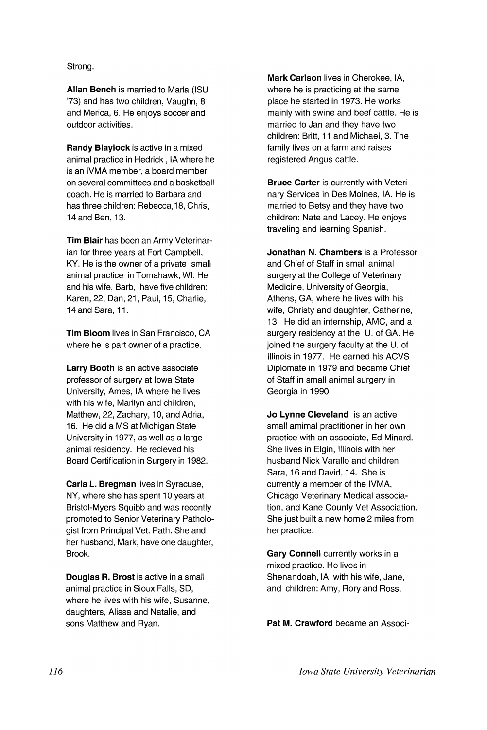Strong.

**Allan Bench** is married to Marla (ISU '73) and has two children, Vaughn, 8 and Merica, 6. He enjoys soccer and outdoor activities.

**Randy Blaylock** is active in a mixed animal practice in Hedrick , IA where he is an IVMA member, a board member on several committees and a basketball coach. He is married to Barbara and has three children: Rebecca,18, Chris, 14 and Ben, 13.

**Tim Blair** has been an Army Veterinarian for three years at Fort Campbell, KY. He is the owner of a private small animal practice in Tomahawk, WI. He and his wife, Barb, have five children: Karen, 22, Dan, 21, Paul, 15, Charlie, 14 and Sara, 11.

**Tim Bloom** lives in San Francisco, CA where he is part owner of a practice.

**Larry Booth** is an active associate professor of surgery at Iowa State University, Ames, IA where he lives with his wife, Marilyn and children, Matthew, 22, Zachary, 10, and Adria, 16. He did a MS at Michigan State University in 1977, as well as a large animal residency. He recieved his Board Certification in Surgery in 1982.

**Carla L. Bregman** lives in Syracuse, NY, where she has spent 10 years at Bristol-Myers Squibb and was recently promoted to Senior Veterinary Pathologist from Principal Vet. Path. She and her husband, Mark, have one daughter, Brook.

**Douglas R. Brost** is active in a small animal practice in Sioux Falls, SD, where he lives with his wife, Susanne, daughters, Alissa and Natalie, and sons Matthew and Ryan.

**Mark Carlson** lives in Cherokee, IA, where he is practicing at the same place he started in 1973. He works mainly with swine and beef cattle. He is married to Jan and they have two children: Britt, 11 and Michael, 3. The family lives on a farm and raises registered Angus cattle.

**Bruce Carter** is currently with Veterinary Services in Des Moines, IA. He is married to Betsy and they have two children: Nate and Lacey. He enjoys traveling and learning Spanish.

**Jonathan N. Chambers** is a Professor and Chief of Staff in small animal surgery at the College of Veterinary Medicine, University of Georgia, Athens, GA, where he lives with his wife, Christy and daughter, Catherine, 13. He did an internship, AMC, and a surgery residency at the U. of GA. He joined the surgery faculty at the U. of Illinois in 1977. He earned his ACVS Diplomate in 1979 and became Chief of Staff in small animal surgery in Georgia in 1990.

**Jo Lynne Cleveland** is an active small amimal practitioner in her own practice with an associate, Ed Minard. She lives in Elgin, Illinois with her husband Nick Varallo and children, Sara, 16 and David, 14. She is currently a member of the IVMA, Chicago Veterinary Medical association, and Kane County Vet Association. She just built a new home 2 miles from her practice.

**Gary Connell** currently works in a mixed practice. He lives in Shenandoah, IA, with his wife, Jane, and children: Amy, Rory and Ross.

**Pat M. Crawford** became an Associ-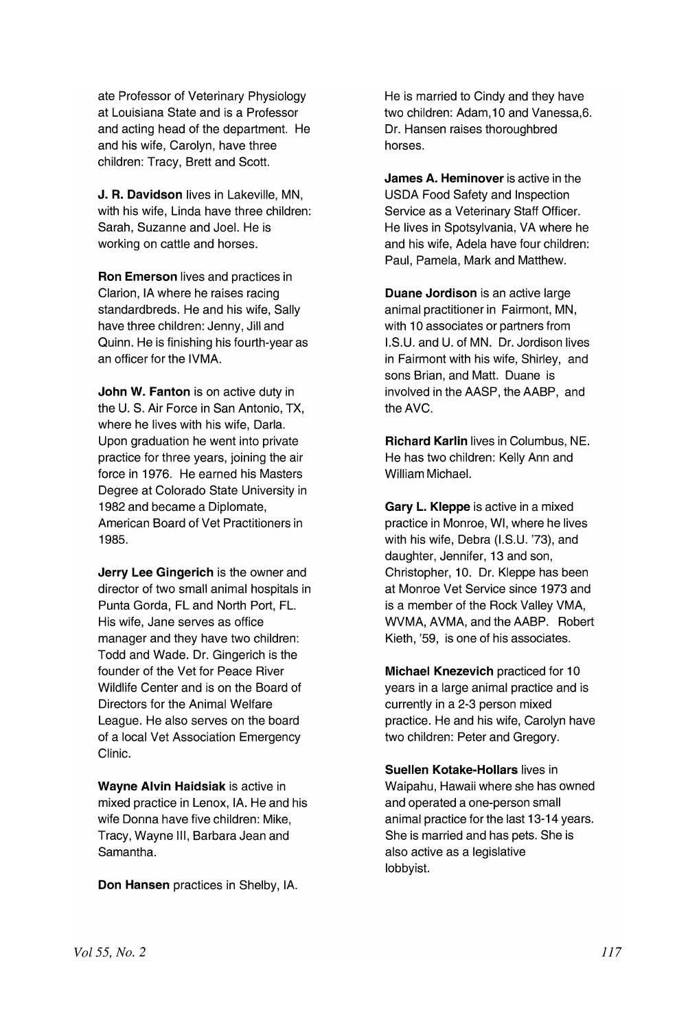ate Professor of Veterinary Physiology at Louisiana State and is a Professor and acting head of the department. He and his wife, Carolyn, have three children: Tracy, Brett and Scott.

**J. R. Davidson** lives in Lakeville, MN, with his wife, Linda have three children: Sarah, Suzanne and Joel. He is working on cattle and horses.

**Ron Emerson** lives and practices in Clarion, IA where he raises racing standardbreds. He and his wife, Sally have three children: Jenny, Jill and Quinn. He is finishing his fourth-year as an officer for the IVMA.

**John W. Fanton** is on active duty in the U. S. Air Force in San Antonio, TX, where he lives with his wife, Darla. Upon graduation he went into private practice for three years, joining the air force in 1976. He earned his Masters Degree at Colorado State University in 1982 and became a Diplomate, American Board of Vet Practitioners in 1985.

**Jerry Lee Gingerich** is the owner and director of two small animal hospitals in Punta Gorda, FL and North Port, FL. His wife, Jane serves as office manager and they have two children: Todd and Wade. Dr. Gingerich is the founder of the Vet for Peace River Wildlife Center and is on the Board of Directors for the Animal Welfare League. He also serves on the board of a local Vet Association Emergency Clinic.

**Wayne Alvin Haidsiak** is active in mixed practice in Lenox, IA. He and his wife Donna have five children: Mike, Tracy, Wayne III, Barbara Jean and Samantha.

**Don Hansen** practices in Shelby, IA. He is married to Cindy and they have two children: Adam,10 and Vanessa,6. Dr. Hansen raises thoroughbred horses.

**James A. Heminover** is active in the USDA Food Safety and Inspection Service as a Veterinary Staff Officer. He lives in Spotsylvania, VA where he and his wife, Adela have four children: Paul, Pamela, Mark and Matthew.

**Duane Jordison** is an active large animal practitioner in Fairmont, MN, with 10 associates or partners from I.S.U. and U. of MN. Dr. Jordison lives in Fairmont with his wife, Shirley, and sons Brian, and Matt. Duane is involved in the AASP, the AABP, and the AVC.

**Richard Karlin** lives in Columbus, NE. He has two children: Kelly Ann and William Michael.

**Gary L. Kleppe** is active in a mixed practice in Monroe, WI, where he lives with his wife, Debra (I.S.U. '73), and daughter, Jennifer, 13 and son, Christopher, 10. Dr. Kleppe has been at Monroe Vet Service since 1973 and is a member of the Rock Valley VMA, WVMA, AVMA, and the AABP. Robert Kieth, '59, is one of his associates.

**Michael Knezevich** practiced for 10 years in a large animal practice and is currently in a 2-3 person mixed practice. He and his wife, Carolyn have two children: Peter and Gregory.

**Suellen Kotake-Hollars** lives in Waipahu, Hawaii where she has owned and operated a one-person small animal practice for the last 13-14 years. She is married and has pets. She is also active as a legislative lobbyist.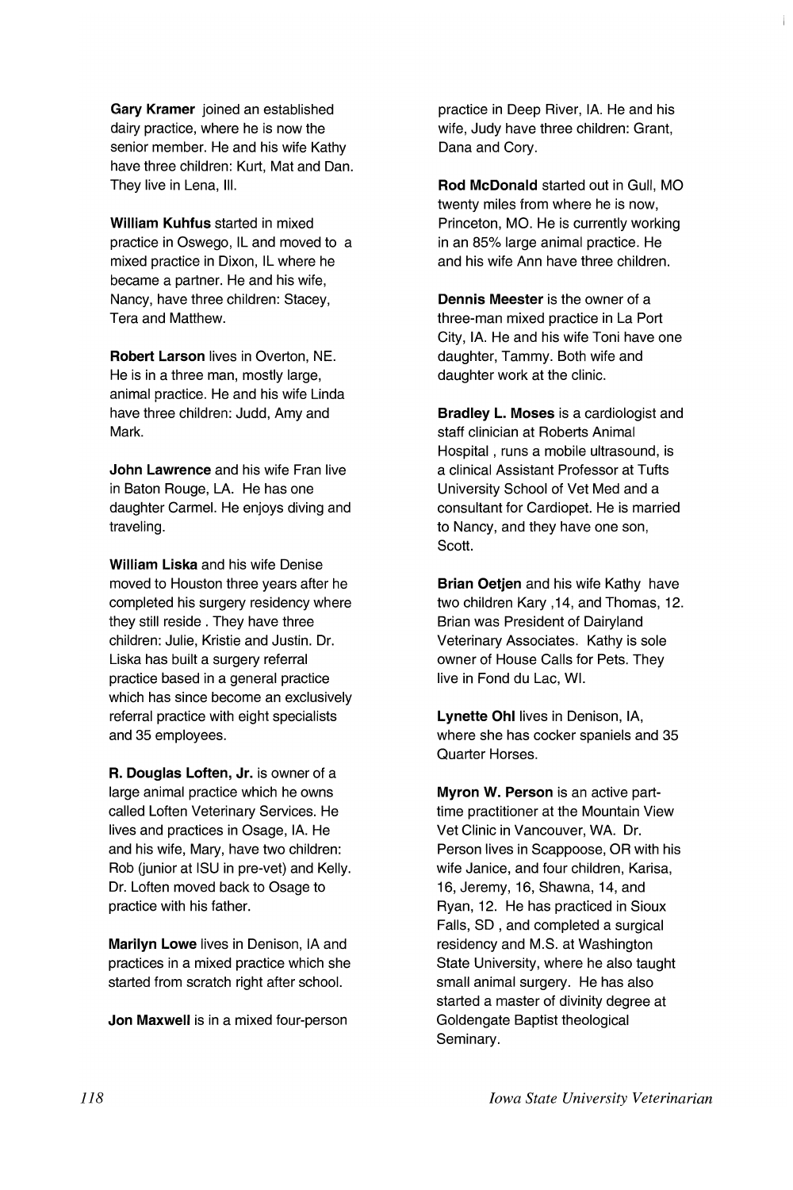**Gary Kramer** joined an established dairy practice, where he is now the senior member. He and his wife Kathy have three children: Kurt, Mat and Dan. They live in Lena, Ill.

**William Kuhfus** started in mixed practice in Oswego, IL and moved to a mixed practice in Dixon, IL where he became a partner. He and his wife, Nancy, have three children: Stacey, Tera and Matthew.

**Robert Larson** lives in Overton, NE. He is in a three man, mostly large, animal practice. He and his wife Linda have three children: Judd, Amy and Mark.

**John Lawrence** and his wife Fran live in Baton Rouge, LA. He has one daughter Carmel. He enjoys diving and traveling.

**William Liska** and his wife Denise moved to Houston three years after he completed his surgery residency where they still reside . They have three children: Julie, Kristie and Justin. Dr. Liska has built a surgery referral practice based in a general practice which has since become an exclusively referral practice with eight specialists and 35 employees.

**R. Douglas Loften, Jr.** is owner of a large animal practice which he owns called Loften Veterinary Services. He lives and practices in Osage, IA. He and his wife, Mary, have two children: Rob (junior at ISU in pre-vet) and Kelly. Dr. Loften moved back to Osage to practice with his father.

**Marilyn Lowe** lives in Denison, IA and practices in a mixed practice which she started from scratch right after school.

**Jon Maxwell** is in a mixed four-person practice in Deep River, IA. He and his wife, Judy have three children: Grant, Dana and Cory.

**Rod McDonald** started out in Gull, MO twenty miles from where he is now, Princeton, MO. He is currently working in an 85% large animal practice. He and his wife Ann have three children.

**Dennis Meester** is the owner of a three-man mixed practice in La Port City, IA. He and his wife Toni have one daughter, Tammy. Both wife and daughter work at the clinic.

**Bradley L. Moses** is a cardiologist and staff clinician at Roberts Animal Hospital , runs a mobile ultrasound, is a clinical Assistant Professor at Tufts University School of Vet Med and a consultant for Cardiopet. He is married to Nancy, and they have one son, Scott.

**Brian Oetjen** and his wife Kathy have two children Kary ,14, and Thomas, 12. Brian was President of Dairyland Veterinary Associates. Kathy is sole owner of House Calls for Pets. They live in Fond du Lac, WI.

**Lynette Ohl** lives in Denison, IA, where she has cocker spaniels and 35 Quarter Horses.

**Myron W. Person** is an active part-time practitioner at the Mountain View Vet Clinic in Vancouver, WA. Dr. Person lives in Scappoose, OR with his wife Janice, and four children, Karisa, 16, Jeremy, 16, Shawna, 14, and Ryan, 12. He has practiced in Sioux Falls, SD , and completed a surgical residency and M.S. at Washington State University, where he also taught small animal surgery. He has also started a master of divinity degree at Goldengate Baptist theological Seminary.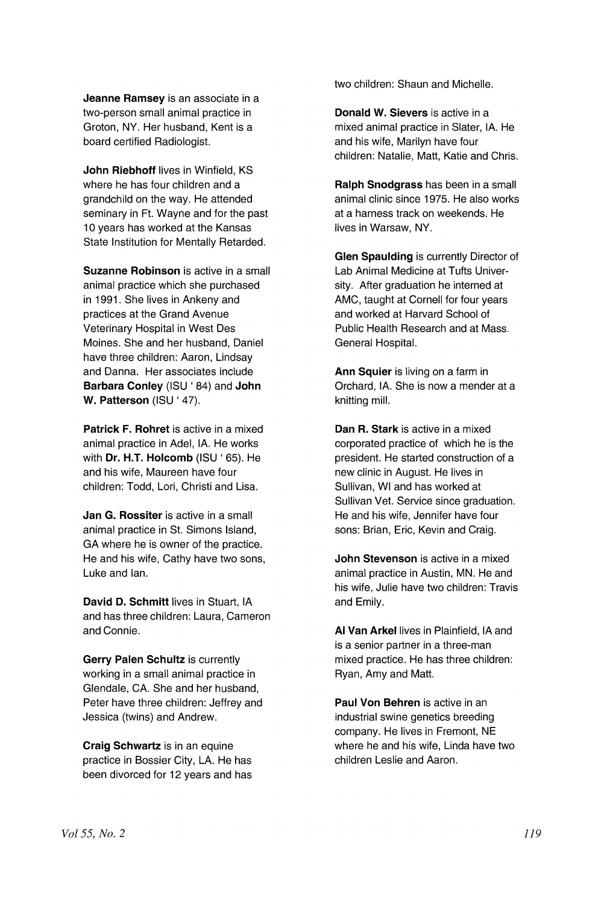**Jeanne Ramsey** is an associate in a two-person small animal practice in Groton, NY. Her husband, Kent is a board certified Radiologist.

**John Riebhoff** lives in Winfield, KS where he has four children and a grandchild on the way. He attended seminary in Ft. Wayne and for the past 10 years has worked at the Kansas State Institution for Mentally Retarded.

**Suzanne Robinson** is active in a small animal practice which she purchased in 1991. She lives in Ankeny and practices at the Grand Avenue Veterinary Hospital in West Des Moines. She and her husband, Daniel have three children: Aaron, Lindsay and Danna. Her associates include **Barbara Conley** (ISU ' 84) and **John W. Patterson** (ISU ' 47).

**Patrick F. Rohret** is active in a mixed animal practice in Adel, IA. He works with **Dr. H.T. Holcomb** (ISU ' 65). He and his wife, Maureen have four children: Todd, Lori, Christi and Lisa.

**Jan G. Rossiter** is active in a small animal practice in St. Simons Island, GA where he is owner of the practice. He and his wife, Cathy have two sons, Luke and Ian.

**David D. Schmitt** lives in Stuart, IA and has three children: Laura, Cameron and Connie.

**Gerry Palen Schultz** is currently working in a small animal practice in Glendale, CA. She and her husband, Peter have three children: Jeffrey and Jessica (twins) and Andrew.

**Craig Schwartz** is in an equine practice in Bossier City, LA. He has been divorced for 12 years and has two children: Shaun and Michelle.

**Donald W. Sievers** is active in a mixed animal practice in Slater, IA. He and his wife, Marilyn have four children: Natalie, Matt, Katie and Chris.

**Ralph Snodgrass** has been in a small animal clinic since 1975. He also works at a harness track on weekends. He lives in Warsaw, NY.

**Glen Spaulding** is currently Director of Lab Animal Medicine at Tufts University. After graduation he interned at AMC, taught at Cornell for four years and worked at Harvard School of Public Health Research and at Mass. General Hospital.

**Ann Squier** is living on a farm in Orchard, IA. She is now a mender at a knitting mill.

**Dan R. Stark** is active in a mixed corporated practice of which he is the president. He started construction of a new clinic in August. He lives in Sullivan, WI and has worked at Sullivan Vet. Service since graduation. He and his wife, Jennifer have four sons: Brian, Eric, Kevin and Craig.

**John Stevenson** is active in a mixed animal practice in Austin, MN. He and his wife, Julie have two children: Travis and Emily.

**Al Van Arkel** lives in Plainfield, IA and is a senior partner in a three-man mixed practice. He has three children: Ryan, Amy and Matt.

**Paul Von Behren** is active in an industrial swine genetics breeding company. He lives in Fremont, NE where he and his wife, Linda have two children Leslie and Aaron.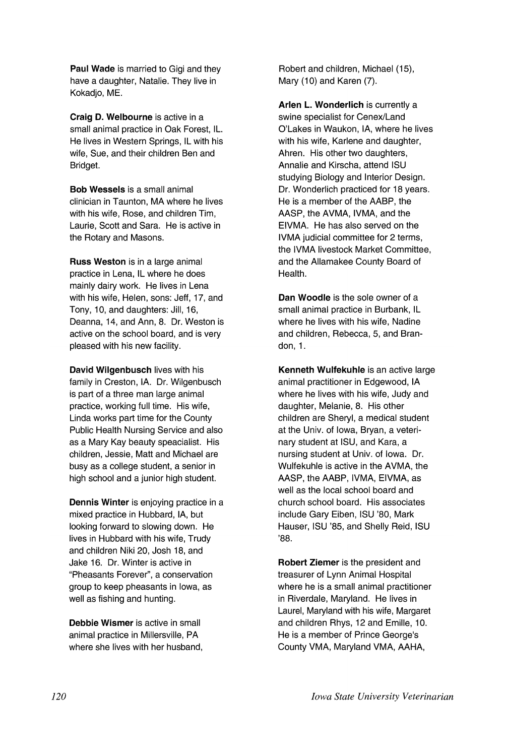**Paul Wade** is married to Gigi and they have a daughter, Natalie. They live in Kokadjo, ME.

**Craig D. Welbourne** is active in a small animal practice in Oak Forest, IL. He lives in Western Springs, IL with his wife, Sue, and their children Ben and Bridget.

**Bob Wessels** is a small animal clinician in Taunton, MA where he lives with his wife, Rose, and children Tim, Laurie, Scott and Sara. He is active in the Rotary and Masons.

**Russ Weston** is in a large animal practice in Lena, IL where he does mainly dairy work. He lives in Lena with his wife, Helen, sons: Jeff, 17, and Tony, 10, and daughters: Jill, 16, Deanna, 14, and Ann, 8. Dr. Weston is active on the school board, and is very pleased with his new facility.

**David Wilgenbusch** lives with his family in Creston, IA. Dr. Wilgenbusch is part of a three man large animal practice, working full time. His wife, Linda works part time for the County Public Health Nursing Service and also as a Mary Kay beauty speacialist. His children, Jessie, Matt and Michael are busy as a college student, a senior in high school and a junior high student.

**Dennis Winter** is enjoying practice in a mixed practice in Hubbard, IA, but looking forward to slowing down. He lives in Hubbard with his wife, Trudy and children Niki 20, Josh 18, and Jake 16. Dr. Winter is active in "Pheasants Forever", a conservation group to keep pheasants in Iowa, as well as fishing and hunting.

**Debbie Wismer** is active in small animal practice in Millersville, PA where she lives with her husband, Robert and children, Michael (15), Mary (10) and Karen (7).

**Arlen L. Wonderlich** is currently a swine specialist for Cenex/Land O'Lakes in Waukon, IA, where he lives with his wife, Karlene and daughter, Ahren. His other two daughters, Annalie and Kirscha, attend ISU studying Biology and Interior Design. Dr. Wonderlich practiced for 18 years. He is a member of the AABP, the AASP, the AVMA, IVMA, and the EIVMA. He has also served on the IVMA judicial committee for 2 terms, the IVMA livestock Market Committee, and the Allamakee County Board of Health.

**Dan Woodle** is the sole owner of a small animal practice in Burbank, IL where he lives with his wife, Nadine and children, Rebecca, 5, and Brandon, 1.

**Kenneth Wulfekuhle** is an active large animal practitioner in Edgewood, IA where he lives with his wife, Judy and daughter, Melanie, 8. His other children are Sheryl, a medical student at the Univ. of Iowa, Bryan, a veterinary student at ISU, and Kara, a nursing student at Univ. of Iowa. Dr. Wulfekuhle is active in the AVMA, the AASP, the AABP, IVMA, EIVMA, as well as the local school board and church school board. His associates include Gary Eiben, ISU '80, Mark Hauser, ISU '85, and Shelly Reid, ISU '88.

**Robert Ziemer** is the president and treasurer of Lynn Animal Hospital where he is a small animal practitioner in Riverdale, Maryland. He lives in Laurel, Maryland with his wife, Margaret and children Rhys, 12 and Emille, 10. He is a member of Prince George's County VMA, Maryland VMA, AAHA,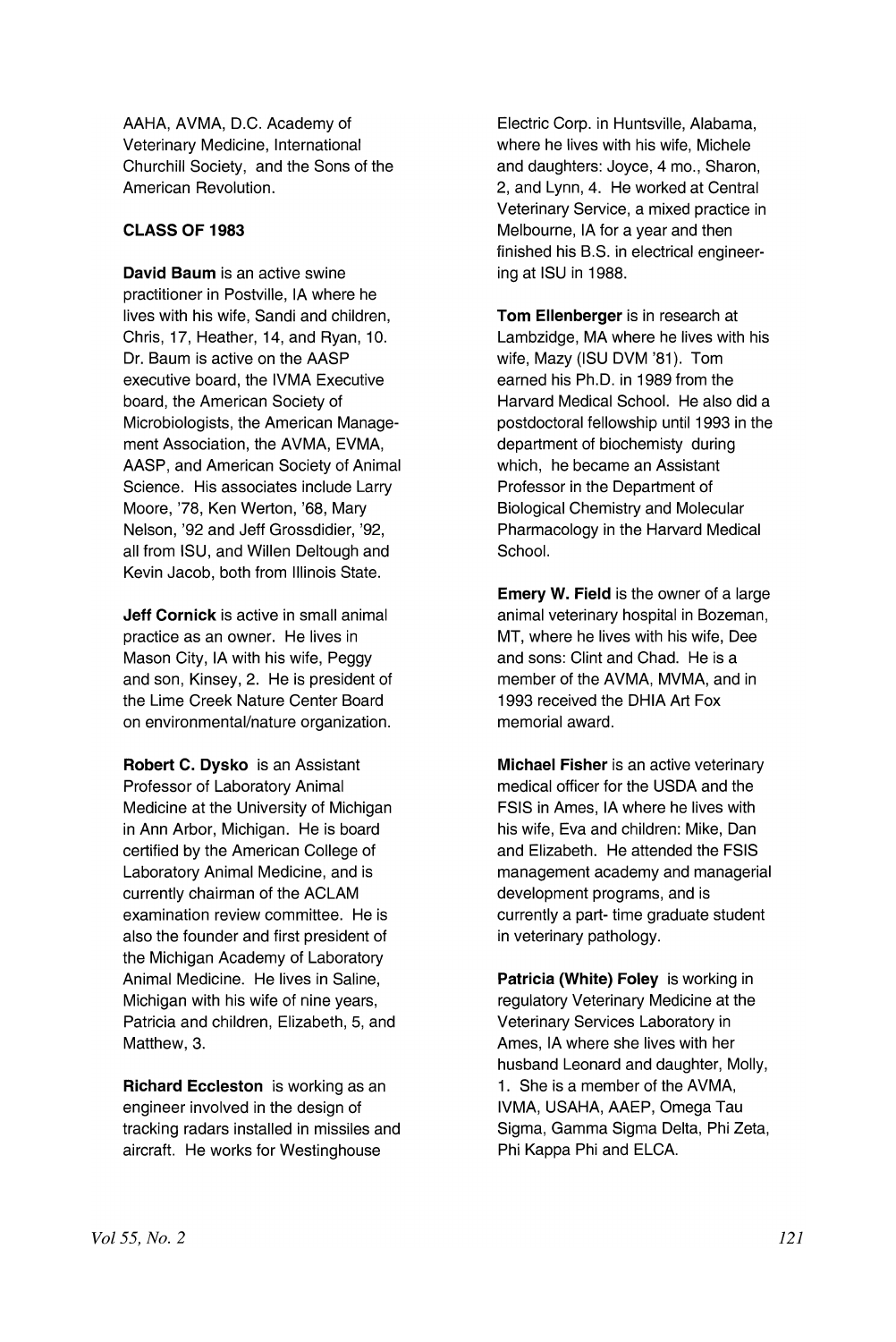AAHA, AVMA, D.C. Academy of Veterinary Medicine, International Churchill Society, and the Sons of the American Revolution.

**CLASS OF 1983**

**David Baum** is an active swine practitioner in Postville, IA where he lives with his wife, Sandi and children, Chris, 17, Heather, 14, and Ryan, 10. Dr. Baum is active on the AASP executive board, the IVMA Executive board, the American Society of Microbiologists, the American Management Association, the AVMA, EVMA, AASP, and American Society of Animal Science. His associates include Larry Moore, '78, Ken Werton, '68, Mary Nelson, '92 and Jeff Grossdidier, '92, all from ISU, and Willen Deltough and Kevin Jacob, both from Illinois State.

**Jeff Cornick** is active in small animal practice as an owner. He lives in Mason City, IA with his wife, Peggy and son, Kinsey, 2. He is president of the Lime Creek Nature Center Board on environmental/nature organization.

**Robert C. Dysko** is an Assistant Professor of Laboratory Animal Medicine at the University of Michigan in Ann Arbor, Michigan. He is board certified by the American College of Laboratory Animal Medicine, and is currently chairman of the ACLAM examination review committee. He is also the founder and first president of the Michigan Academy of Laboratory Animal Medicine. He lives in Saline, Michigan with his wife of nine years, Patricia and children, Elizabeth, 5, and Matthew, 3.

**Richard Eccleston** is working as an engineer involved in the design of tracking radars installed in missiles and aircraft. He works for Westinghouse Electric Corp. in Huntsville, Alabama, where he lives with his wife, Michele and daughters: Joyce, 4 mo., Sharon, 2, and Lynn, 4. He worked at Central Veterinary Service, a mixed practice in Melbourne, IA for a year and then finished his B.S. in electrical engineering at ISU in 1988.

**Tom Ellenberger** is in research at Lambzidge, MA where he lives with his wife, Mazy (ISU DVM '81). Tom earned his Ph.D. in 1989 from the Harvard Medical School. He also did a postdoctoral fellowship until 1993 in the department of biochemisty during which, he became an Assistant Professor in the Department of Biological Chemistry and Molecular Pharmacology in the Harvard Medical School.

**Emery W. Field** is the owner of a large animal veterinary hospital in Bozeman, MT, where he lives with his wife, Dee and sons: Clint and Chad. He is a member of the AVMA, MVMA, and in 1993 received the DHIA Art Fox memorial award.

**Michael Fisher** is an active veterinary medical officer for the USDA and the FSIS in Ames, IA where he lives with his wife, Eva and children: Mike, Dan and Elizabeth. He attended the FSIS management academy and managerial development programs, and is currently a part- time graduate student in veterinary pathology.

**Patricia (White) Foley** is working in regulatory Veterinary Medicine at the Veterinary Services Laboratory in Ames, IA where she lives with her husband Leonard and daughter, Molly, 1. She is a member of the AVMA, IVMA, USAHA, AAEP, Omega Tau Sigma, Gamma Sigma Delta, Phi Zeta, Phi Kappa Phi and ELCA.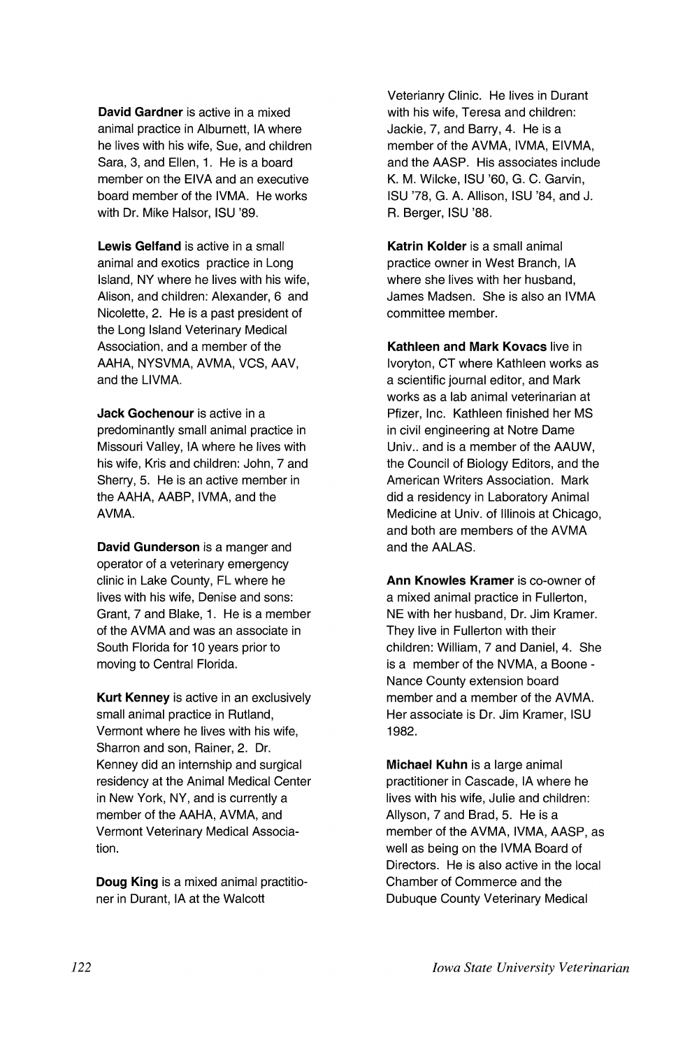**David Gardner** is active in a mixed animal practice in Alburnett, IA where he lives with his wife, Sue, and children Sara, 3, and Ellen, 1. He is a board member on the EIVA and an executive board member of the IVMA. He works with Dr. Mike Halsor, ISU '89.

**Lewis Gelfand** is active in a small animal and exotics practice in Long Island, NY where he lives with his wife, Alison, and children: Alexander, 6 and Nicolette, 2. He is a past president of the Long Island Veterinary Medical Association, and a member of the AAHA, NYSVMA, AVMA, VCS, AAV, and the LIVMA.

**Jack Gochenour** is active in a predominantly small animal practice in Missouri Valley, IA where he lives with his wife, Kris and children: John, 7 and Sherry, 5. He is an active member in the AAHA, AABP, IVMA, and the AVMA.

**David Gunderson** is a manger and operator of a veterinary emergency clinic in Lake County, FL where he lives with his wife, Denise and sons: Grant, 7 and Blake, 1. He is a member of the AVMA and was an associate in South Florida for 10 years prior to moving to Central Florida.

**Kurt Kenney** is active in an exclusively small animal practice in Rutland, Vermont where he lives with his wife, Sharron and son, Rainer, 2. Dr. Kenney did an internship and surgical residency at the Animal Medical Center in New York, NY, and is currently a member of the AAHA, AVMA, and Vermont Veterinary Medical Association.

**Doug King** is a mixed animal practitioner in Durant, IA at the Walcott Veterianry Clinic. He lives in Durant with his wife, Teresa and children: Jackie, 7, and Barry, 4. He is a member of the AVMA, IVMA, EIVMA, and the AASP. His associates include K. M. Wilcke, ISU '60, G. C. Garvin, ISU '78, G. A. Allison, ISU '84, and J. R. Berger, ISU '88.

**Katrin Kolder** is a small animal practice owner in West Branch, IA where she lives with her husband, James Madsen. She is also an IVMA committee member.

**Kathleen and Mark Kovacs** live in Ivoryton, CT where Kathleen works as a scientific journal editor, and Mark works as a lab animal veterinarian at Pfizer, Inc. Kathleen finished her MS in civil engineering at Notre Dame Univ.. and is a member of the AAUW, the Council of Biology Editors, and the American Writers Association. Mark did a residency in Laboratory Animal Medicine at Univ. of Illinois at Chicago, and both are members of the AVMA and the AALAS.

**Ann Knowles Kramer** is co-owner of a mixed animal practice in Fullerton, NE with her husband, Dr. Jim Kramer. They live in Fullerton with their children: William, 7 and Daniel, 4. She is a member of the NVMA, a Boone - Nance County extension board member and a member of the AVMA. Her associate is Dr. Jim Kramer, ISU 1982.

**Michael Kuhn** is a large animal practitioner in Cascade, IA where he lives with his wife, Julie and children: Allyson, 7 and Brad, 5. He is a member of the AVMA, IVMA, AASP, as well as being on the IVMA Board of Directors. He is also active in the local Chamber of Commerce and the Dubuque County Veterinary Medical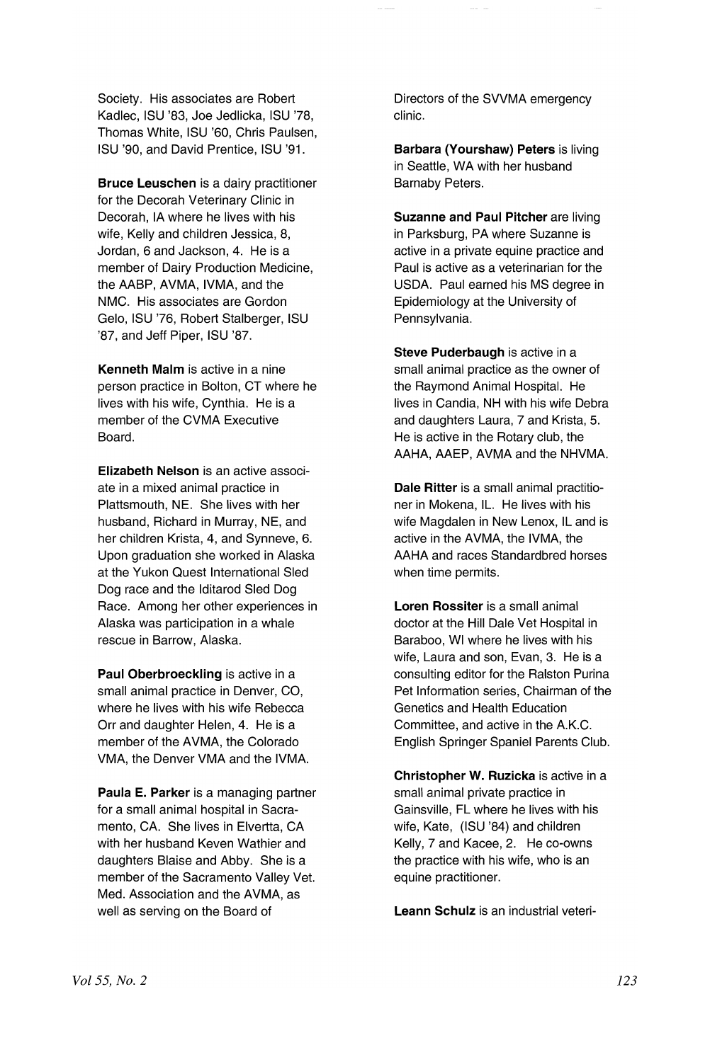Society. His associates are Robert Kadlec, ISU '83, Joe Jedlicka, ISU '78, Thomas White, ISU '60, Chris Paulsen, ISU '90, and David Prentice, ISU '91.

**Bruce Leuschen** is a dairy practitioner for the Decorah Veterinary Clinic in Decorah, IA where he lives with his wife, Kelly and children Jessica, 8, Jordan, 6 and Jackson, 4. He is a member of Dairy Production Medicine, the AABP, AVMA, IVMA, and the NMC. His associates are Gordon Gelo, ISU '76, Robert Stalberger, ISU '87, and Jeff Piper, ISU '87.

**Kenneth Malm** is active in a nine person practice in Bolton, CT where he lives with his wife, Cynthia. He is a member of the CVMA Executive Board.

**Elizabeth Nelson** is an active associate in a mixed animal practice in Plattsmouth, NE. She lives with her husband, Richard in Murray, NE, and her children Krista, 4, and Synneve, 6. Upon graduation she worked in Alaska at the Yukon Quest International Sled Dog race and the Iditarod Sled Dog Race. Among her other experiences in Alaska was participation in a whale rescue in Barrow, Alaska.

**Paul Oberbroeckling** is active in a small animal practice in Denver, CO, where he lives with his wife Rebecca Orr and daughter Helen, 4. He is a member of the AVMA, the Colorado VMA, the Denver VMA and the IVMA.

**Paula E. Parker** is a managing partner for a small animal hospital in Sacramento, CA. She lives in Elvertta, CA with her husband Keven Wathier and daughters Blaise and Abby. She is a member of the Sacramento Valley Vet. Med. Association and the AVMA, as well as serving on the Board of Directors of the SVVMA emergency clinic.

**Barbara (Yourshaw) Peters** is living in Seattle, WA with her husband Barnaby Peters.

**Suzanne and Paul Pitcher** are living in Parksburg, PA where Suzanne is active in a private equine practice and Paul is active as a veterinarian for the USDA. Paul earned his MS degree in Epidemiology at the University of Pennsylvania.

**Steve Puderbaugh** is active in a small animal practice as the owner of the Raymond Animal Hospital. He lives in Candia, NH with his wife Debra and daughters Laura, 7 and Krista, 5. He is active in the Rotary club, the AAHA, AAEP, AVMA and the NHVMA.

**Dale Ritter** is a small animal practitioner in Mokena, IL. He lives with his wife Magdalen in New Lenox, IL and is active in the AVMA, the IVMA, the AAHA and races Standardbred horses when time permits.

**Loren Rossiter** is a small animal doctor at the Hill Dale Vet Hospital in Baraboo, WI where he lives with his wife, Laura and son, Evan, 3. He is a consulting editor for the Ralston Purina Pet Information series, Chairman of the Genetics and Health Education Committee, and active in the A.K.C. English Springer Spaniel Parents Club.

**Christopher W. Ruzicka** is active in a small animal private practice in Gainsville, FL where he lives with his wife, Kate, (ISU '84) and children Kelly, 7 and Kacee, 2. He co-owns the practice with his wife, who is an equine practitioner.

**Leann Schulz** is an industrial veteri-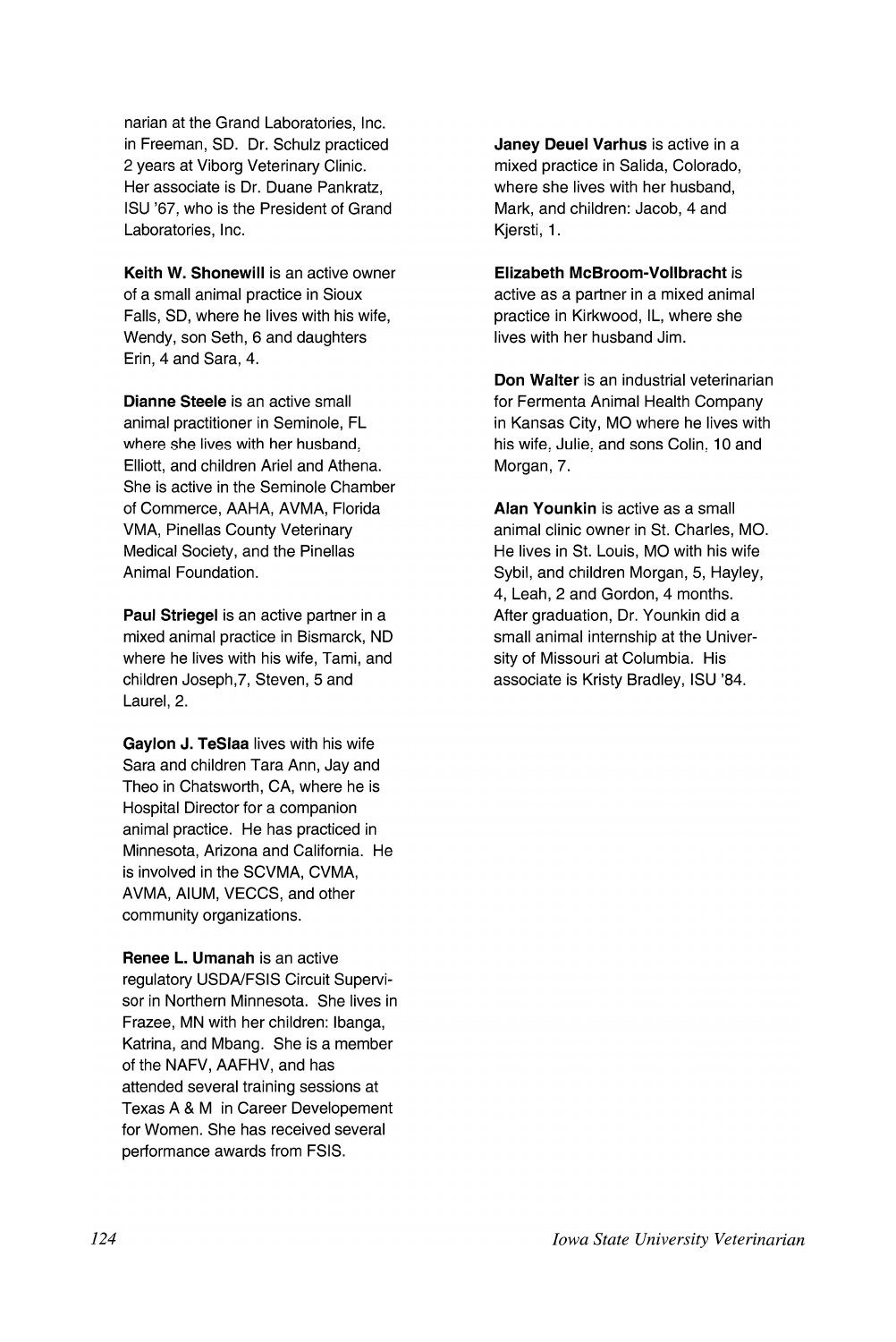narian at the Grand Laboratories, Inc. in Freeman, SD. Dr. Schulz practiced 2 years at Viborg Veterinary Clinic. Her associate is Dr. Duane Pankratz, ISU '67, who is the President of Grand Laboratories, Inc.

**Keith W. Shonewill** is an active owner of a small animal practice in Sioux Falls, SD, where he lives with his wife, Wendy, son Seth, 6 and daughters Erin, 4 and Sara, 4.

**Dianne Steele** is an active small animal practitioner in Seminole, FL where she lives with her husband, Elliott, and children Ariel and Athena. She is active in the Seminole Chamber of Commerce, AAHA, AVMA, Florida VMA, Pinellas County Veterinary Medical Society, and the Pinellas Animal Foundation.

**Paul Striegel** is an active partner in a mixed animal practice in Bismarck, ND where he lives with his wife, Tami, and children Joseph,7, Steven, 5 and Laurel, 2.

**Gaylon J. TeSlaa** lives with his wife Sara and children Tara Ann, Jay and Theo in Chatsworth, CA, where he is Hospital Director for a companion animal practice. He has practiced in Minnesota, Arizona and California. He is involved in the SCVMA, CVMA, AVMA, AIUM, VECCS, and other community organizations.

**Renee L. Umanah** is an active regulatory USDA/FSIS Circuit Supervisor in Northern Minnesota. She lives in Frazee, MN with her children: Ibanga, Katrina, and Mbang. She is a member of the NAFV, AAFHV, and has attended several training sessions at Texas A & M in Career Developement for Women. She has received several performance awards from FSIS.

**Janey Deuel Varhus** is active in a mixed practice in Salida, Colorado, where she lives with her husband, Mark, and children: Jacob, 4 and Kjersti, 1.

**Elizabeth McBroom-Vollbracht** is active as a partner in a mixed animal practice in Kirkwood, IL, where she lives with her husband Jim.

**Don Walter** is an industrial veterinarian for Fermenta Animal Health Company in Kansas City, MO where he lives with his wife, Julie, and sons Colin, 10 and Morgan, 7.

**Alan Younkin** is active as a small animal clinic owner in St. Charles, MO. He lives in St. Louis, MO with his wife Sybil, and children Morgan, 5, Hayley, 4, Leah, 2 and Gordon, 4 months. After graduation, Dr. Younkin did a small animal internship at the University of Missouri at Columbia. His associate is Kristy Bradley, ISU '84.